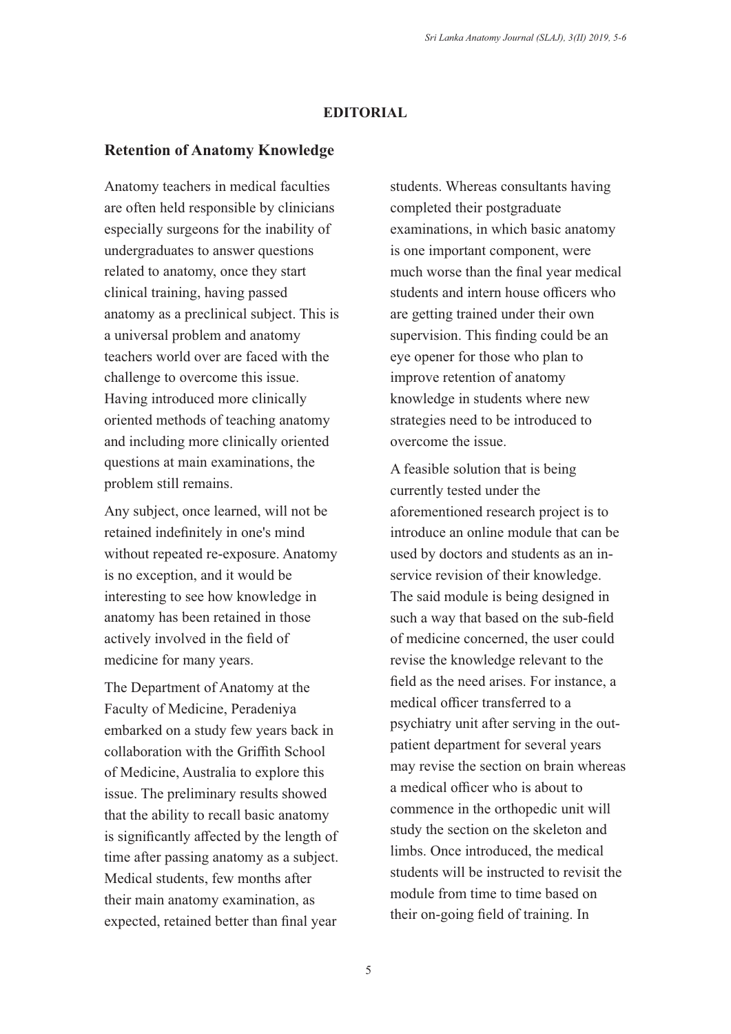**EDITORIAL**

## Retention of Anatomy Knowledge

Anatomy teachers in medical faculties are often held responsible by clinicians especially surgeons for the inability of undergraduates to answer questions related to anatomy, once they start clinical training, having passed anatomy as a preclinical subject. This is a universal problem and anatomy teachers world over are faced with the challenge to overcome this issue. Having introduced more clinically oriented methods of teaching anatomy and including more clinically oriented questions at main examinations, the problem still remains.

Any subject, once learned, will not be retained indefinitely in one's mind without repeated re-exposure. Anatomy is no exception, and it would be interesting to see how knowledge in anatomy has been retained in those actively involved in the field of medicine for many years.

The Department of Anatomy at the Faculty of Medicine, Peradeniya embarked on a study few years back in collaboration with the Griffith School of Medicine, Australia to explore this issue. The preliminary results showed that the ability to recall basic anatomy is significantly affected by the length of time after passing anatomy as a subject. Medical students, few months after their main anatomy examination, as expected, retained better than final year students. Whereas consultants having completed their postgraduate examinations, in which basic anatomy is one important component, were much worse than the final year medical students and intern house officers who are getting trained under their own supervision. This finding could be an eye opener for those who plan to improve retention of anatomy knowledge in students where new strategies need to be introduced to overcome the issue.

A feasible solution that is being currently tested under the aforementioned research project is to introduce an online module that can be used by doctors and students as an in-service revision of their knowledge. The said module is being designed in such a way that based on the sub-field of medicine concerned, the user could revise the knowledge relevant to the field as the need arises. For instance, a medical officer transferred to a psychiatry unit after serving in the out-patient department for several years may revise the section on brain whereas a medical officer who is about to commence in the orthopedic unit will study the section on the skeleton and limbs. Once introduced, the medical students will be instructed to revisit the module from time to time based on their on-going field of training. In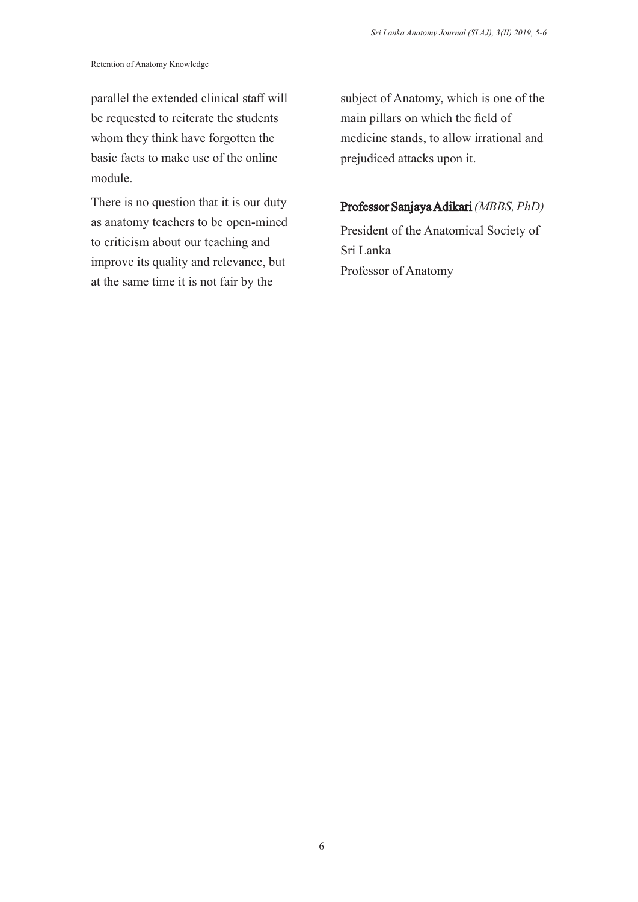parallel the extended clinical staff will be requested to reiterate the students whom they think have forgotten the basic facts to make use of the online module.

There is no question that it is our duty as anatomy teachers to be open-mined to criticism about our teaching and improve its quality and relevance, but at the same time it is not fair by the subject of Anatomy, which is one of the main pillars on which the field of medicine stands, to allow irrational and prejudiced attacks upon it.

**Professor Sanjaya Adikari** *(MBBS, PhD)*

President of the Anatomical Society of Sri Lanka

Professor of Anatomy